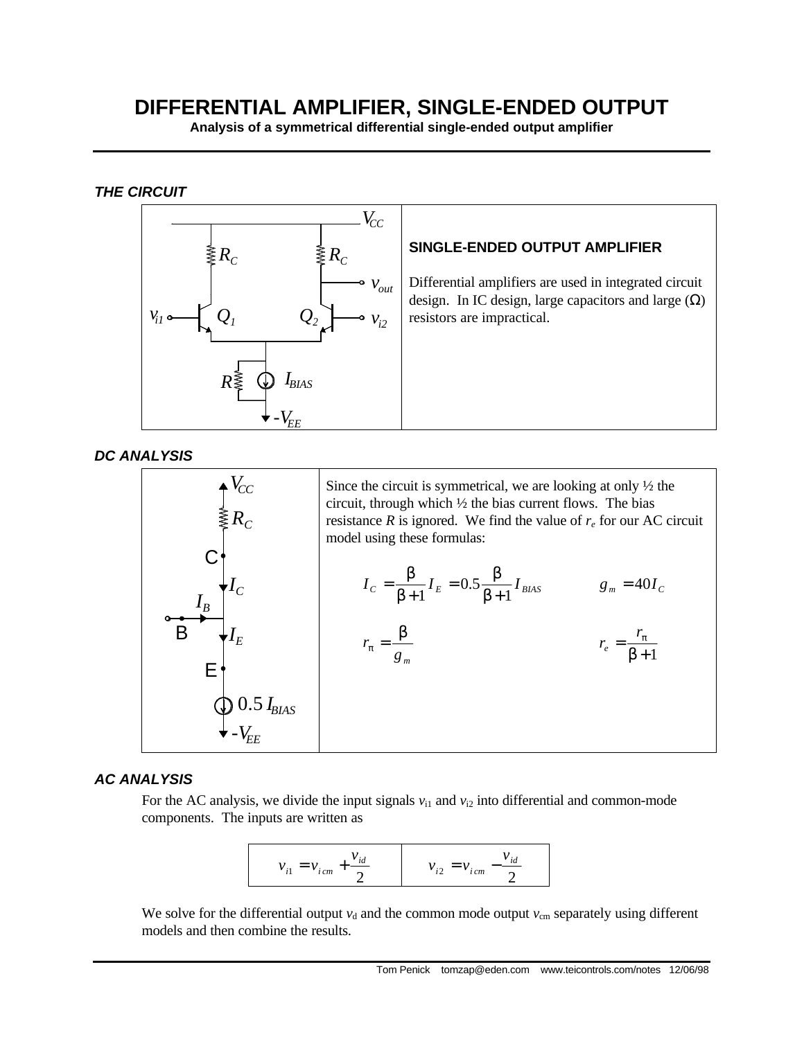# DIFFERENTIAL AMPLIFIER, SINGLE-ENDED OUTPUT

**Analysis of a symmetrical differential single-ended output amplifier**

### *THE CIRCUIT*

**SINGLE-ENDED OUTPUT AMPLIFIER**

Differential amplifiers are used in integrated circuit design. In IC design, large capacitors and large (Ω) resistors are impractical.

### *DC ANALYSIS*

Since the circuit is symmetrical, we are looking at only ½ the circuit, through which ½ the bias current flows. The bias resistance *R* is ignored. We find the value of $r_e$ for our AC circuit model using these formulas:

$$I_C = \frac{\beta}{\beta+1} I_E = 0.5 \frac{\beta}{\beta+1} I_{BIAS} \qquad g_m = 40 I_C$$

$$r_\pi = \frac{\beta}{g_m} \qquad r_e = \frac{r_\pi}{\beta+1}$$

### *AC ANALYSIS*

For the AC analysis, we divide the input signals $v_{i1}$ and $v_{i2}$ into differential and common-mode components. The inputs are written as

| $v_{i1} = v_{icm} + \frac{v_{id}}{2}$ | $v_{i2} = v_{icm} - \frac{v_{id}}{2}$ |
|---|---|

We solve for the differential output $v_d$ and the common mode output $v_{cm}$ separately using different models and then combine the results.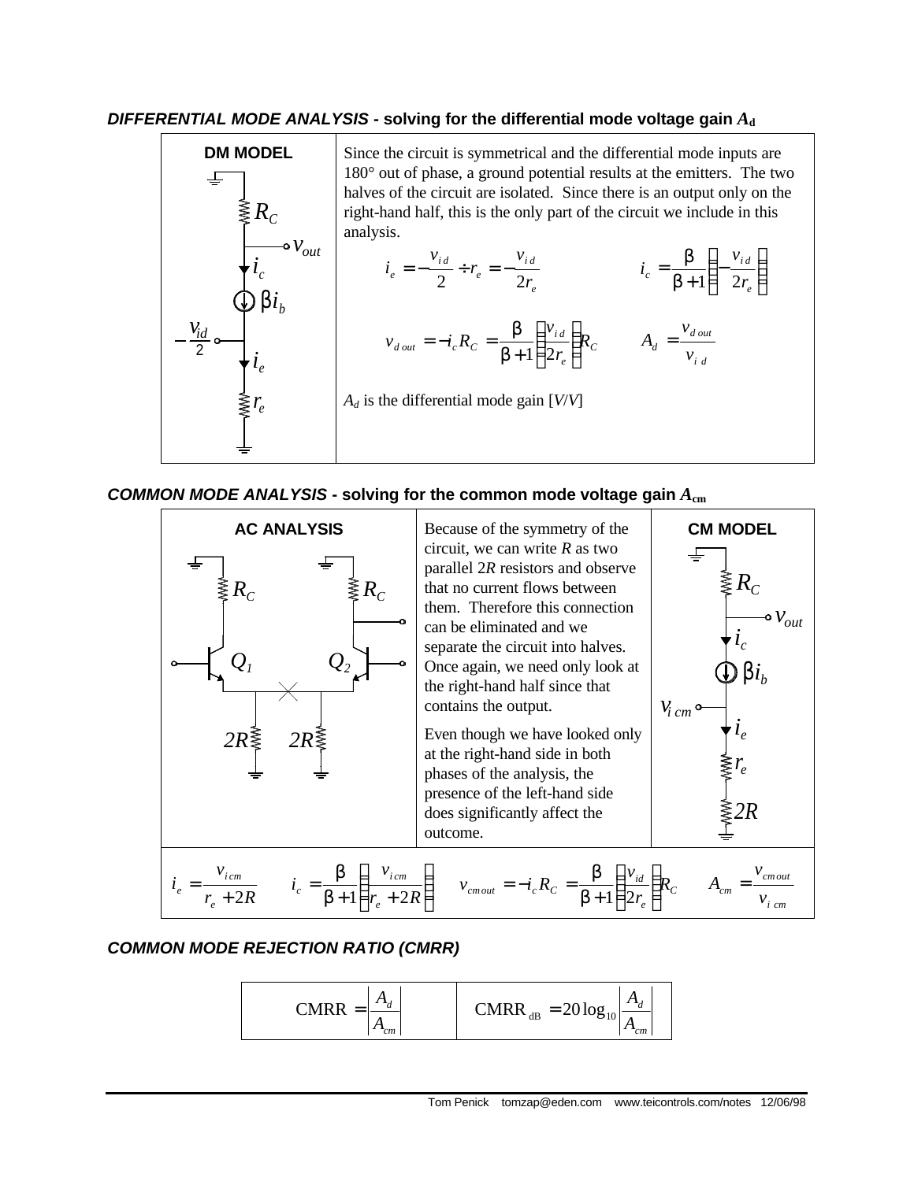### *DIFFERENTIAL MODE ANALYSIS* - solving for the differential mode voltage gain $A_d$

**DM MODEL**

$R_C$

$v_{out}$

$i_c$

$\beta i_b$

$-\frac{v_{id}}{2}$

$i_e$

$r_e$

Since the circuit is symmetrical and the differential mode inputs are 180° out of phase, a ground potential results at the emitters. The two halves of the circuit are isolated. Since there is an output only on the right-hand half, this is the only part of the circuit we include in this analysis.

$$i_e = -\frac{v_{id}}{2} \div r_e = -\frac{v_{id}}{2r_e} \qquad i_c = \frac{\beta}{\beta+1}\left(-\frac{v_{id}}{2r_e}\right)$$

$$v_{d\,out} = -i_c R_C = \frac{\beta}{\beta+1}\left(\frac{v_{id}}{2r_e}\right)R_C \qquad A_d = \frac{v_{d\,out}}{v_{id}}$$

$A_d$ is the differential mode gain [*V*/*V*]

### *COMMON MODE ANALYSIS* - solving for the common mode voltage gain $A_{cm}$

**AC ANALYSIS**

$R_C$ $R_C$

$Q_1$ $Q_2$

$2R$ $2R$

Because of the symmetry of the circuit, we can write *R* as two parallel 2*R* resistors and observe that no current flows between them. Therefore this connection can be eliminated and we separate the circuit into halves. Once again, we need only look at the right-hand half since that contains the output.

Even though we have looked only at the right-hand side in both phases of the analysis, the presence of the left-hand side does significantly affect the outcome.

**CM MODEL**

$R_C$

$v_{out}$

$i_c$

$\beta i_b$

$v_{i\,cm}$

$i_e$

$r_e$

$2R$

$$i_e = \frac{v_{icm}}{r_e + 2R} \qquad i_c = \frac{\beta}{\beta+1}\left(\frac{v_{icm}}{r_e + 2R}\right) \qquad v_{cm\,out} = -i_c R_C = \frac{\beta}{\beta+1}\left(\frac{v_{id}}{2r_e}\right)R_C \qquad A_{cm} = \frac{v_{cm\,out}}{v_{i\,cm}}$$

### *COMMON MODE REJECTION RATIO (CMRR)*

$$\text{CMRR} = \left|\frac{A_d}{A_{cm}}\right| \qquad \text{CMRR}_{\text{dB}} = 20\log_{10}\left|\frac{A_d}{A_{cm}}\right|$$